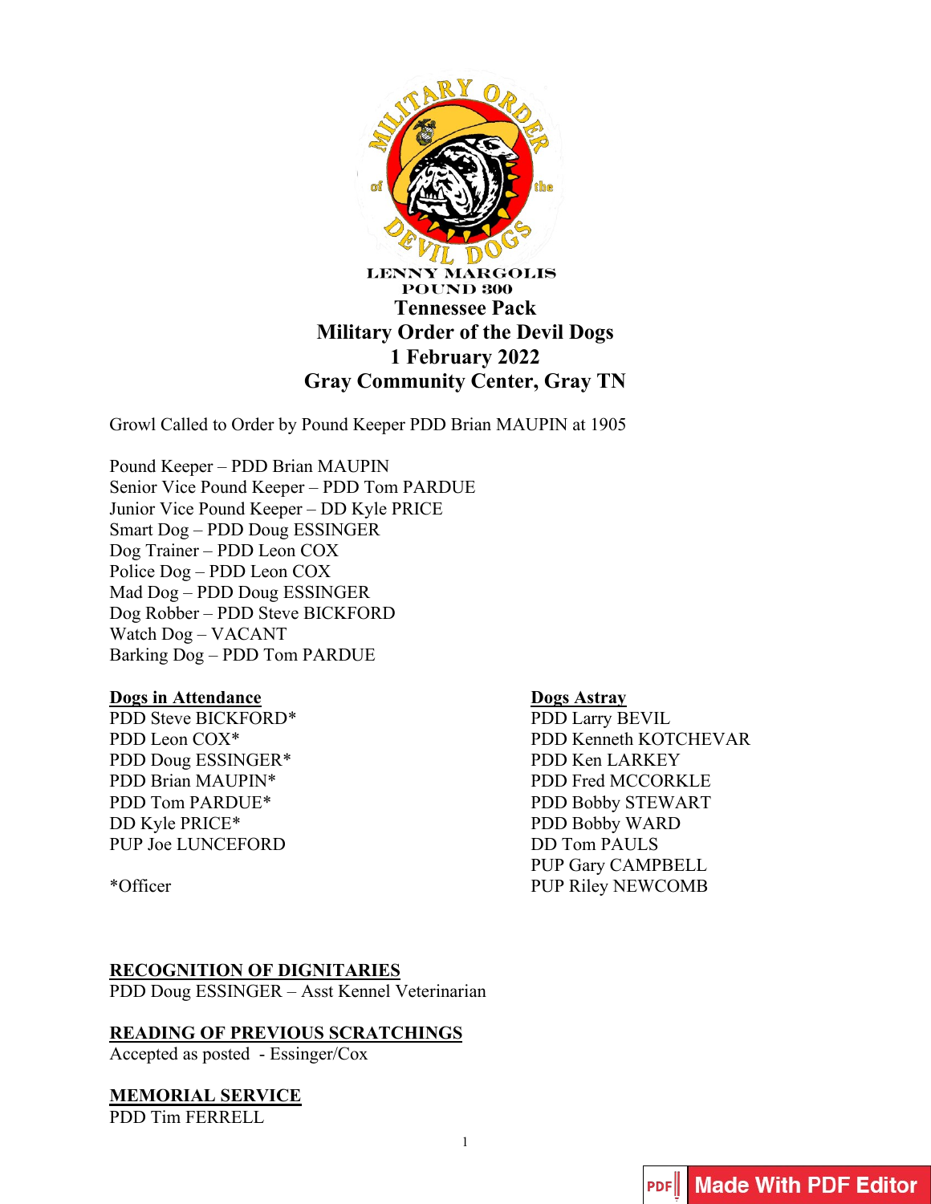LENNY MARGOLIS
POUND 300

# Tennessee Pack
# Military Order of the Devil Dogs
# 1 February 2022
# Gray Community Center, Gray TN

Growl Called to Order by Pound Keeper PDD Brian MAUPIN at 1905

Pound Keeper – PDD Brian MAUPIN
Senior Vice Pound Keeper – PDD Tom PARDUE
Junior Vice Pound Keeper – DD Kyle PRICE
Smart Dog – PDD Doug ESSINGER
Dog Trainer – PDD Leon COX
Police Dog – PDD Leon COX
Mad Dog – PDD Doug ESSINGER
Dog Robber – PDD Steve BICKFORD
Watch Dog – VACANT
Barking Dog – PDD Tom PARDUE

**Dogs in Attendance**

PDD Steve BICKFORD*
PDD Leon COX*
PDD Doug ESSINGER*
PDD Brian MAUPIN*
PDD Tom PARDUE*
DD Kyle PRICE*
PUP Joe LUNCEFORD

*Officer

**Dogs Astray**

PDD Larry BEVIL
PDD Kenneth KOTCHEVAR
PDD Ken LARKEY
PDD Fred MCCORKLE
PDD Bobby STEWART
PDD Bobby WARD
DD Tom PAULS
PUP Gary CAMPBELL
PUP Riley NEWCOMB

**RECOGNITION OF DIGNITARIES**

PDD Doug ESSINGER – Asst Kennel Veterinarian

**READING OF PREVIOUS SCRATCHINGS**

Accepted as posted - Essinger/Cox

**MEMORIAL SERVICE**

PDD Tim FERRELL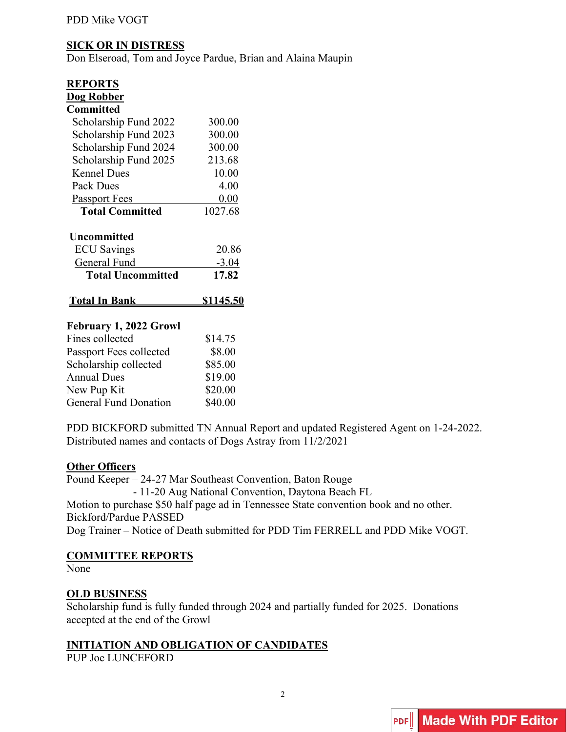PDD Mike VOGT

## SICK OR IN DISTRESS

Don Elseroad, Tom and Joyce Pardue, Brian and Alaina Maupin

## REPORTS

### Dog Robber

**Committed**

| | |
|---|---|
| Scholarship Fund 2022 | 300.00 |
| Scholarship Fund 2023 | 300.00 |
| Scholarship Fund 2024 | 300.00 |
| Scholarship Fund 2025 | 213.68 |
| Kennel Dues | 10.00 |
| Pack Dues | 4.00 |
| Passport Fees | 0.00 |
| **Total Committed** | 1027.68 |

**Uncommitted**

| | |
|---|---|
| ECU Savings | 20.86 |
| General Fund | -3.04 |
| **Total Uncommitted** | **17.82** |

**Total In Bank** **$1145.50**

**February 1, 2022 Growl**

| | |
|---|---|
| Fines collected | $14.75 |
| Passport Fees collected | $8.00 |
| Scholarship collected | $85.00 |
| Annual Dues | $19.00 |
| New Pup Kit | $20.00 |
| General Fund Donation | $40.00 |

PDD BICKFORD submitted TN Annual Report and updated Registered Agent on 1-24-2022.
Distributed names and contacts of Dogs Astray from 11/2/2021

### Other Officers

Pound Keeper – 24-27 Mar Southeast Convention, Baton Rouge
- 11-20 Aug National Convention, Daytona Beach FL

Motion to purchase $50 half page ad in Tennessee State convention book and no other.
Bickford/Pardue PASSED

Dog Trainer – Notice of Death submitted for PDD Tim FERRELL and PDD Mike VOGT.

## COMMITTEE REPORTS

None

## OLD BUSINESS

Scholarship fund is fully funded through 2024 and partially funded for 2025. Donations accepted at the end of the Growl

## INITIATION AND OBLIGATION OF CANDIDATES

PUP Joe LUNCEFORD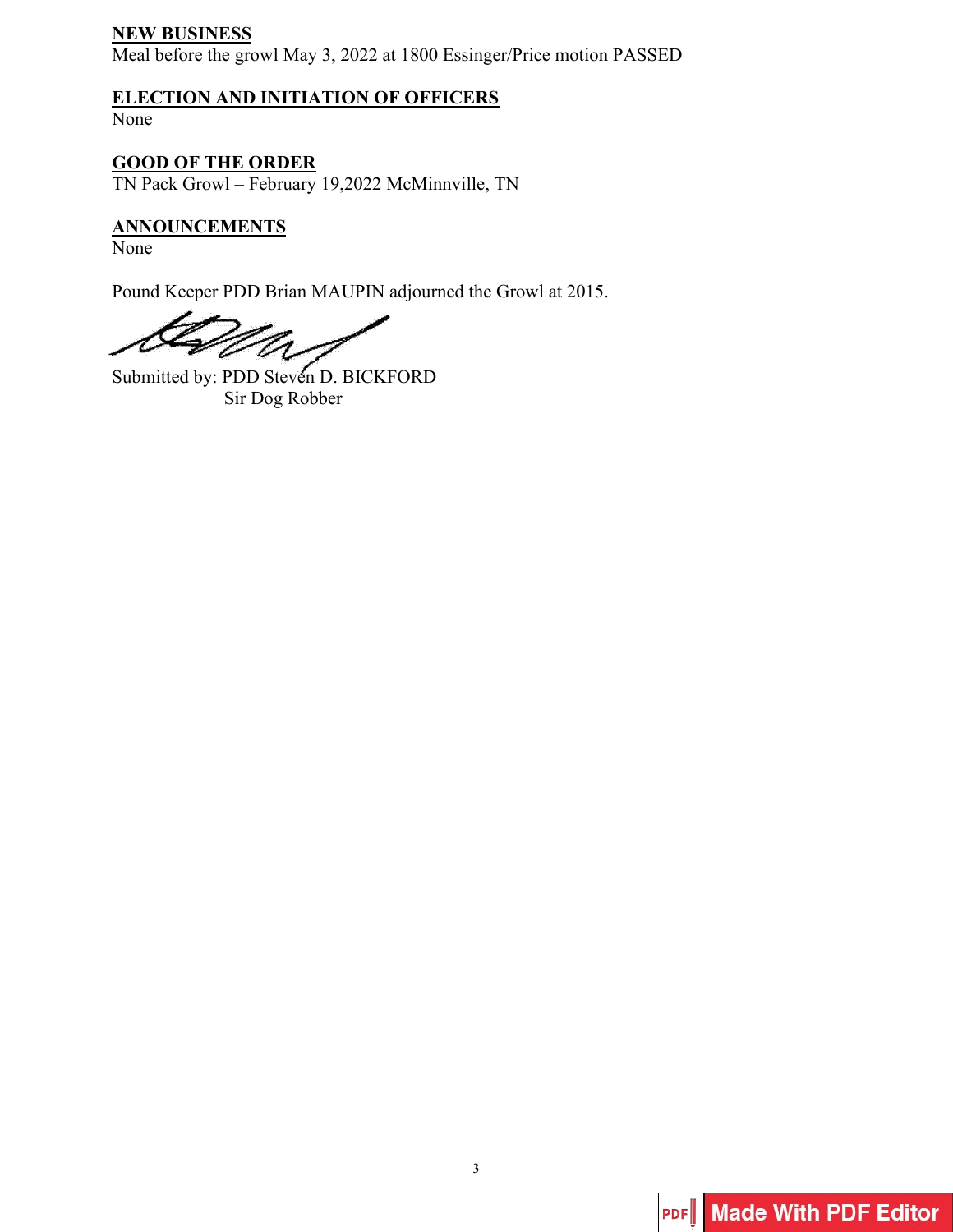**NEW BUSINESS**

Meal before the growl May 3, 2022 at 1800 Essinger/Price motion PASSED

**ELECTION AND INITIATION OF OFFICERS**

None

**GOOD OF THE ORDER**

TN Pack Growl – February 19,2022 McMinnville, TN

**ANNOUNCEMENTS**

None

Pound Keeper PDD Brian MAUPIN adjourned the Growl at 2015.

Submitted by: PDD Steven D. BICKFORD
Sir Dog Robber